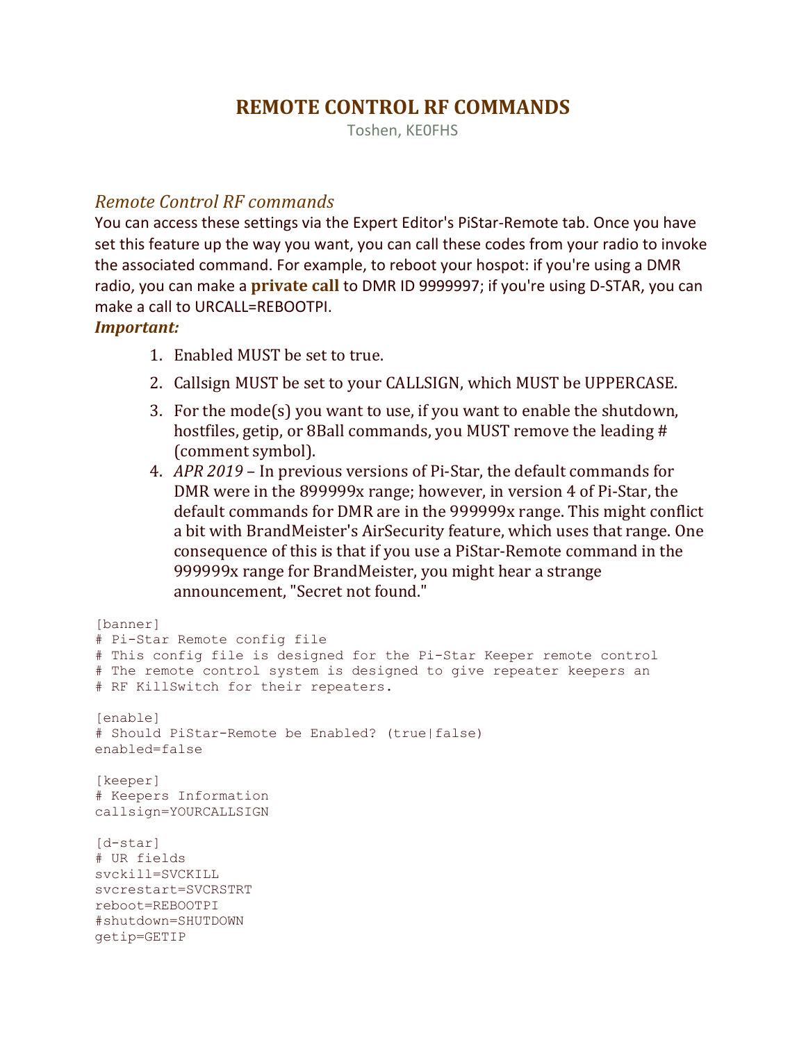# REMOTE CONTROL RF COMMANDS

Toshen, KE0FHS

## *Remote Control RF commands*

You can access these settings via the Expert Editor's PiStar-Remote tab. Once you have set this feature up the way you want, you can call these codes from your radio to invoke the associated command. For example, to reboot your hospot: if you're using a DMR radio, you can make a **private call** to DMR ID 9999997; if you're using D-STAR, you can make a call to URCALL=REBOOTPI.

***Important:***

1. Enabled MUST be set to true.
2. Callsign MUST be set to your CALLSIGN, which MUST be UPPERCASE.
3. For the mode(s) you want to use, if you want to enable the shutdown, hostfiles, getip, or 8Ball commands, you MUST remove the leading # (comment symbol).
4. *APR 2019* – In previous versions of Pi-Star, the default commands for DMR were in the 899999x range; however, in version 4 of Pi-Star, the default commands for DMR are in the 999999x range. This might conflict a bit with BrandMeister's AirSecurity feature, which uses that range. One consequence of this is that if you use a PiStar-Remote command in the 999999x range for BrandMeister, you might hear a strange announcement, "Secret not found."

```
[banner]
# Pi-Star Remote config file
# This config file is designed for the Pi-Star Keeper remote control
# The remote control system is designed to give repeater keepers an
# RF KillSwitch for their repeaters.

[enable]
# Should PiStar-Remote be Enabled? (true|false)
enabled=false

[keeper]
# Keepers Information
callsign=YOURCALLSIGN

[d-star]
# UR fields
svckill=SVCKILL
svcrestart=SVCRSTRT
reboot=REBOOTPI
#shutdown=SHUTDOWN
getip=GETIP
```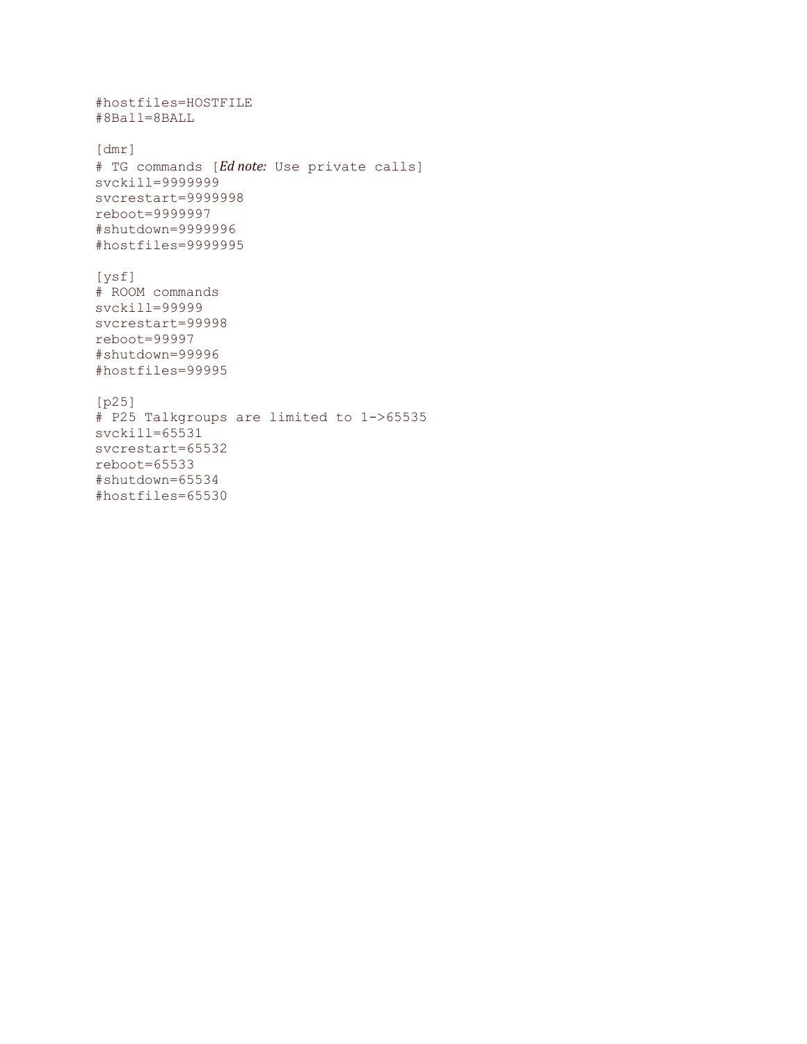```
#hostfiles=HOSTFILE
#8Ball=8BALL

[dmr]
# TG commands [Ed note: Use private calls]
svckill=9999999
svcrestart=9999998
reboot=9999997
#shutdown=9999996
#hostfiles=9999995

[ysf]
# ROOM commands
svckill=99999
svcrestart=99998
reboot=99997
#shutdown=99996
#hostfiles=99995

[p25]
# P25 Talkgroups are limited to 1->65535
svckill=65531
svcrestart=65532
reboot=65533
#shutdown=65534
#hostfiles=65530
```